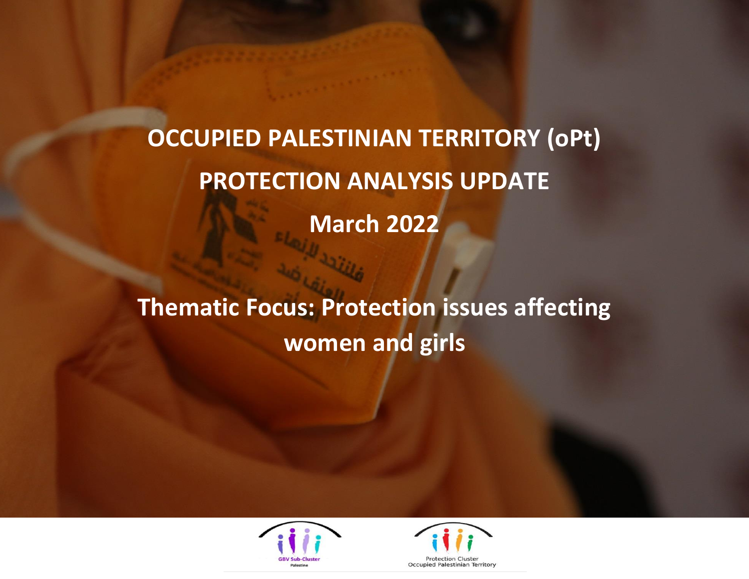# OCCUPIED PALESTINIAN TERRITORY (oPt)

# PROTECTION ANALYSIS UPDATE

# March 2022

## Thematic Focus: Protection issues affecting women and girls

GBV Sub-Cluster Palestine

Protection Cluster Occupied Palestinian Territory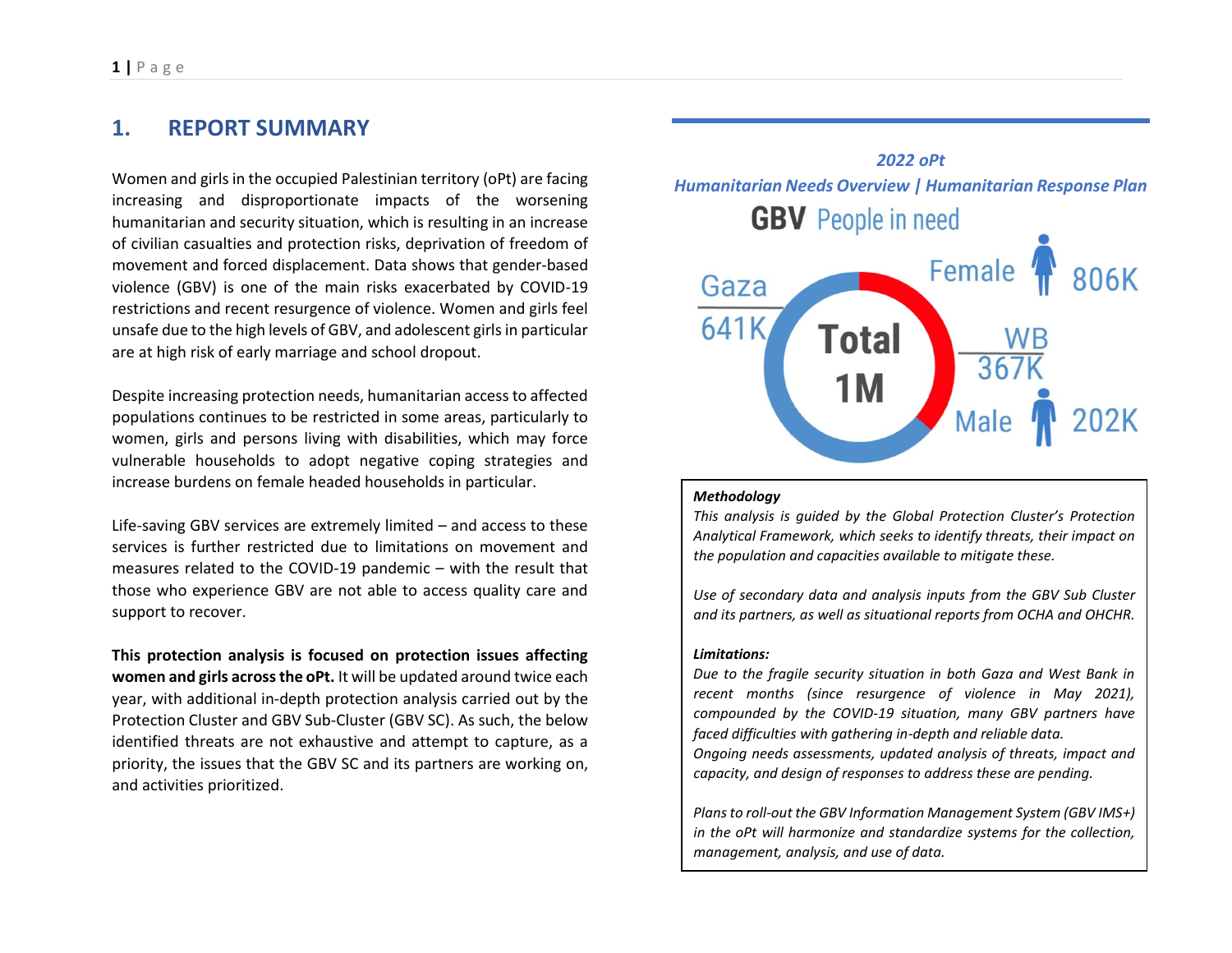## 1. REPORT SUMMARY

Women and girls in the occupied Palestinian territory (oPt) are facing increasing and disproportionate impacts of the worsening humanitarian and security situation, which is resulting in an increase of civilian casualties and protection risks, deprivation of freedom of movement and forced displacement. Data shows that gender-based violence (GBV) is one of the main risks exacerbated by COVID-19 restrictions and recent resurgence of violence. Women and girls feel unsafe due to the high levels of GBV, and adolescent girls in particular are at high risk of early marriage and school dropout.

Despite increasing protection needs, humanitarian access to affected populations continues to be restricted in some areas, particularly to women, girls and persons living with disabilities, which may force vulnerable households to adopt negative coping strategies and increase burdens on female headed households in particular.

Life-saving GBV services are extremely limited – and access to these services is further restricted due to limitations on movement and measures related to the COVID-19 pandemic – with the result that those who experience GBV are not able to access quality care and support to recover.

**This protection analysis is focused on protection issues affecting women and girls across the oPt.** It will be updated around twice each year, with additional in-depth protection analysis carried out by the Protection Cluster and GBV Sub-Cluster (GBV SC). As such, the below identified threats are not exhaustive and attempt to capture, as a priority, the issues that the GBV SC and its partners are working on, and activities prioritized.

***2022 oPt***
***Humanitarian Needs Overview | Humanitarian Response Plan***

**GBV** People in need

Total 1M

Gaza 641K

WB 367K

Female 806K

Male 202K

***Methodology***

*This analysis is guided by the Global Protection Cluster's Protection Analytical Framework, which seeks to identify threats, their impact on the population and capacities available to mitigate these.*

*Use of secondary data and analysis inputs from the GBV Sub Cluster and its partners, as well as situational reports from OCHA and OHCHR.*

***Limitations:***

*Due to the fragile security situation in both Gaza and West Bank in recent months (since resurgence of violence in May 2021), compounded by the COVID-19 situation, many GBV partners have faced difficulties with gathering in-depth and reliable data.*

*Ongoing needs assessments, updated analysis of threats, impact and capacity, and design of responses to address these are pending.*

*Plans to roll-out the GBV Information Management System (GBV IMS+) in the oPt will harmonize and standardize systems for the collection, management, analysis, and use of data.*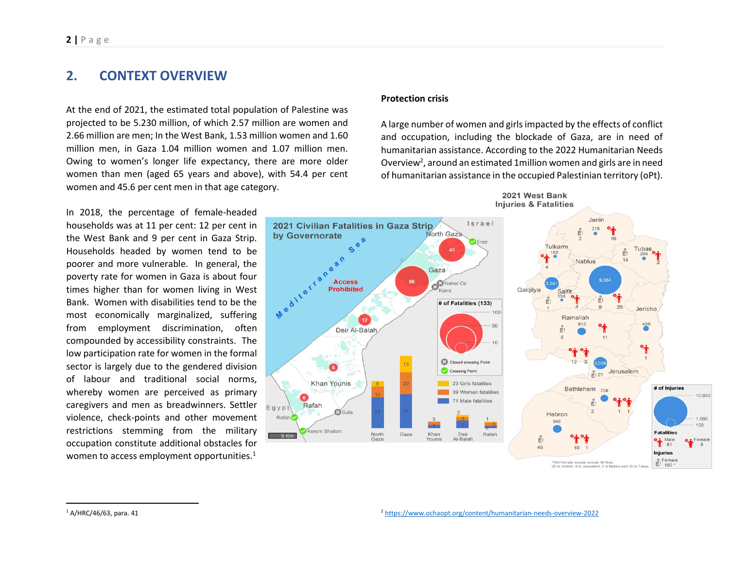## 2. CONTEXT OVERVIEW

At the end of 2021, the estimated total population of Palestine was projected to be 5.230 million, of which 2.57 million are women and 2.66 million are men; In the West Bank, 1.53 million women and 1.60 million men, in Gaza 1.04 million women and 1.07 million men. Owing to women's longer life expectancy, there are more older women than men (aged 65 years and above), with 54.4 per cent women and 45.6 per cent men in that age category.

In 2018, the percentage of female-headed households was at 11 per cent: 12 per cent in the West Bank and 9 per cent in Gaza Strip. Households headed by women tend to be poorer and more vulnerable. In general, the poverty rate for women in Gaza is about four times higher than for women living in West Bank. Women with disabilities tend to be the most economically marginalized, suffering from employment discrimination, often compounded by accessibility constraints. The low participation rate for women in the formal sector is largely due to the gendered division of labour and traditional social norms, whereby women are perceived as primary caregivers and men as breadwinners. Settler violence, check-points and other movement restrictions stemming from the military occupation constitute additional obstacles for women to access employment opportunities.[1]

**Protection crisis**

A large number of women and girls impacted by the effects of conflict and occupation, including the blockade of Gaza, are in need of humanitarian assistance. According to the 2022 Humanitarian Needs Overview[2], around an estimated 1million women and girls are in need of humanitarian assistance in the occupied Palestinian territory (oPt).

---

[1] A/HRC/46/63, para. 41

[2] https://www.ochaopt.org/content/humanitarian-needs-overview-2022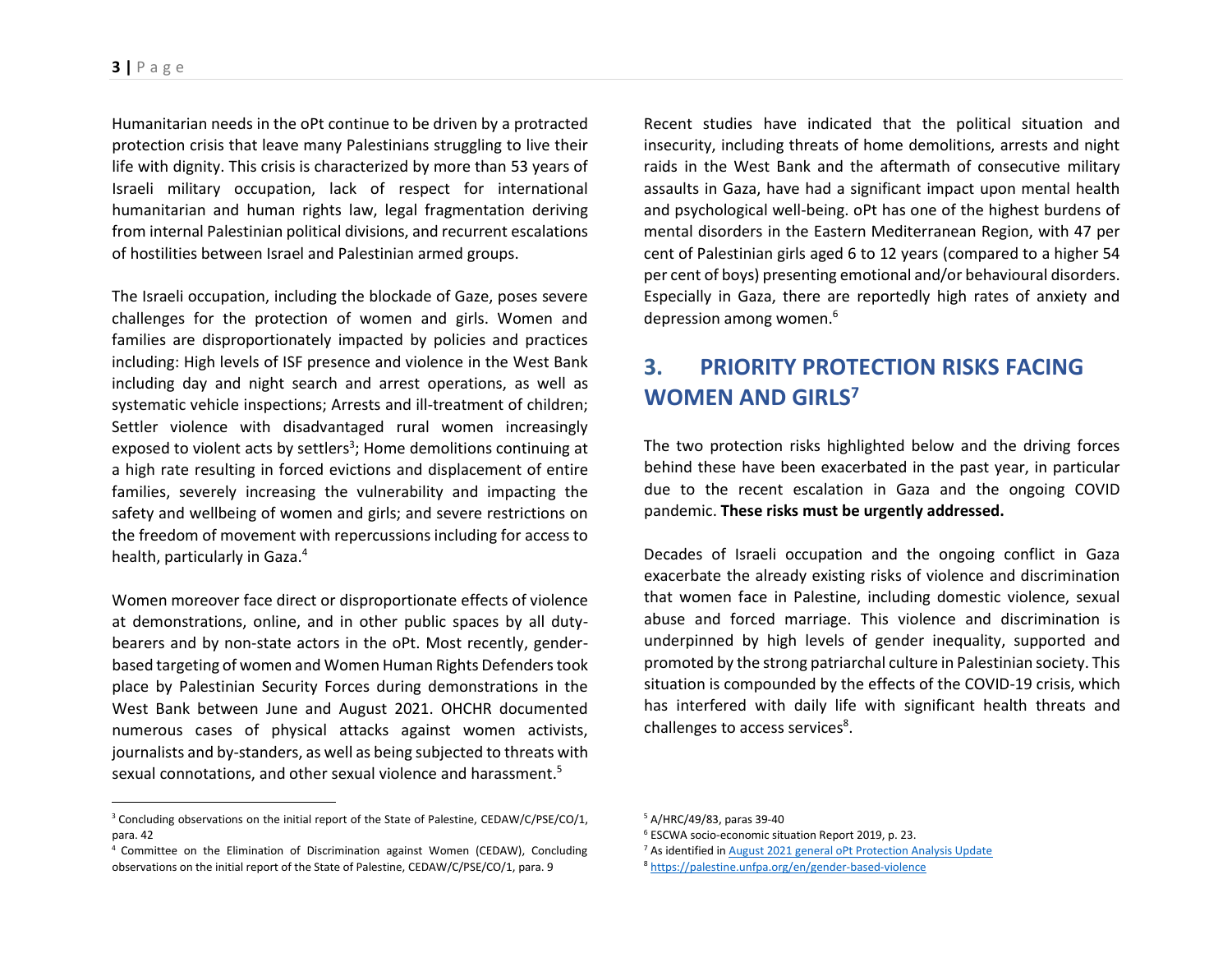Humanitarian needs in the oPt continue to be driven by a protracted protection crisis that leave many Palestinians struggling to live their life with dignity. This crisis is characterized by more than 53 years of Israeli military occupation, lack of respect for international humanitarian and human rights law, legal fragmentation deriving from internal Palestinian political divisions, and recurrent escalations of hostilities between Israel and Palestinian armed groups.

The Israeli occupation, including the blockade of Gaze, poses severe challenges for the protection of women and girls. Women and families are disproportionately impacted by policies and practices including: High levels of ISF presence and violence in the West Bank including day and night search and arrest operations, as well as systematic vehicle inspections; Arrests and ill-treatment of children; Settler violence with disadvantaged rural women increasingly exposed to violent acts by settlers[3]; Home demolitions continuing at a high rate resulting in forced evictions and displacement of entire families, severely increasing the vulnerability and impacting the safety and wellbeing of women and girls; and severe restrictions on the freedom of movement with repercussions including for access to health, particularly in Gaza.[4]

Women moreover face direct or disproportionate effects of violence at demonstrations, online, and in other public spaces by all duty-bearers and by non-state actors in the oPt. Most recently, gender-based targeting of women and Women Human Rights Defenders took place by Palestinian Security Forces during demonstrations in the West Bank between June and August 2021. OHCHR documented numerous cases of physical attacks against women activists, journalists and by-standers, as well as being subjected to threats with sexual connotations, and other sexual violence and harassment.[5]

Recent studies have indicated that the political situation and insecurity, including threats of home demolitions, arrests and night raids in the West Bank and the aftermath of consecutive military assaults in Gaza, have had a significant impact upon mental health and psychological well-being. oPt has one of the highest burdens of mental disorders in the Eastern Mediterranean Region, with 47 per cent of Palestinian girls aged 6 to 12 years (compared to a higher 54 per cent of boys) presenting emotional and/or behavioural disorders. Especially in Gaza, there are reportedly high rates of anxiety and depression among women.[6]

## 3. PRIORITY PROTECTION RISKS FACING WOMEN AND GIRLS[7]

The two protection risks highlighted below and the driving forces behind these have been exacerbated in the past year, in particular due to the recent escalation in Gaza and the ongoing COVID pandemic. **These risks must be urgently addressed.**

Decades of Israeli occupation and the ongoing conflict in Gaza exacerbate the already existing risks of violence and discrimination that women face in Palestine, including domestic violence, sexual abuse and forced marriage. This violence and discrimination is underpinned by high levels of gender inequality, supported and promoted by the strong patriarchal culture in Palestinian society. This situation is compounded by the effects of the COVID-19 crisis, which has interfered with daily life with significant health threats and challenges to access services[8].

---

[3] Concluding observations on the initial report of the State of Palestine, CEDAW/C/PSE/CO/1, para. 42

[4] Committee on the Elimination of Discrimination against Women (CEDAW), Concluding observations on the initial report of the State of Palestine, CEDAW/C/PSE/CO/1, para. 9

[5] A/HRC/49/83, paras 39-40

[6] ESCWA socio-economic situation Report 2019, p. 23.

[7] As identified in August 2021 general oPt Protection Analysis Update

[8] https://palestine.unfpa.org/en/gender-based-violence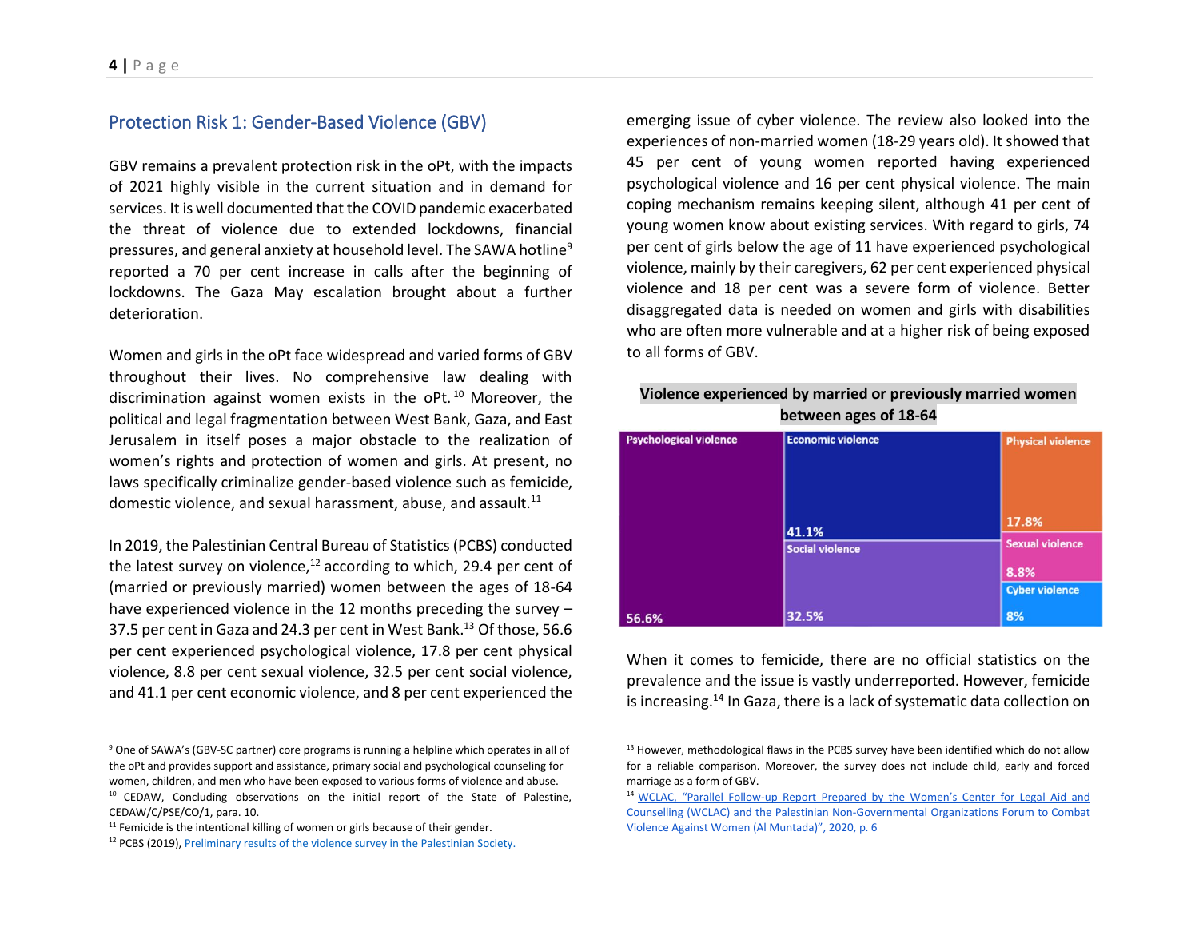## Protection Risk 1: Gender-Based Violence (GBV)

GBV remains a prevalent protection risk in the oPt, with the impacts of 2021 highly visible in the current situation and in demand for services. It is well documented that the COVID pandemic exacerbated the threat of violence due to extended lockdowns, financial pressures, and general anxiety at household level. The SAWA hotline[9] reported a 70 per cent increase in calls after the beginning of lockdowns. The Gaza May escalation brought about a further deterioration.

Women and girls in the oPt face widespread and varied forms of GBV throughout their lives. No comprehensive law dealing with discrimination against women exists in the oPt.[10] Moreover, the political and legal fragmentation between West Bank, Gaza, and East Jerusalem in itself poses a major obstacle to the realization of women's rights and protection of women and girls. At present, no laws specifically criminalize gender-based violence such as femicide, domestic violence, and sexual harassment, abuse, and assault.[11]

In 2019, the Palestinian Central Bureau of Statistics (PCBS) conducted the latest survey on violence,[12] according to which, 29.4 per cent of (married or previously married) women between the ages of 18-64 have experienced violence in the 12 months preceding the survey – 37.5 per cent in Gaza and 24.3 per cent in West Bank.[13] Of those, 56.6 per cent experienced psychological violence, 17.8 per cent physical violence, 8.8 per cent sexual violence, 32.5 per cent social violence, and 41.1 per cent economic violence, and 8 per cent experienced the emerging issue of cyber violence. The review also looked into the experiences of non-married women (18-29 years old). It showed that 45 per cent of young women reported having experienced psychological violence and 16 per cent physical violence. The main coping mechanism remains keeping silent, although 41 per cent of young women know about existing services. With regard to girls, 74 per cent of girls below the age of 11 have experienced psychological violence, mainly by their caregivers, 62 per cent experienced physical violence and 18 per cent was a severe form of violence. Better disaggregated data is needed on women and girls with disabilities who are often more vulnerable and at a higher risk of being exposed to all forms of GBV.

**Violence experienced by married or previously married women between ages of 18-64**

| Type of violence | Per cent |
|---|---|
| Psychological violence | 56.6% |
| Economic violence | 41.1% |
| Social violence | 32.5% |
| Physical violence | 17.8% |
| Sexual violence | 8.8% |
| Cyber violence | 8% |

When it comes to femicide, there are no official statistics on the prevalence and the issue is vastly underreported. However, femicide is increasing.[14] In Gaza, there is a lack of systematic data collection on

---

[9] One of SAWA's (GBV-SC partner) core programs is running a helpline which operates in all of the oPt and provides support and assistance, primary social and psychological counseling for women, children, and men who have been exposed to various forms of violence and abuse.

[10] CEDAW, Concluding observations on the initial report of the State of Palestine, CEDAW/C/PSE/CO/1, para. 10.

[11] Femicide is the intentional killing of women or girls because of their gender.

[12] PCBS (2019), Preliminary results of the violence survey in the Palestinian Society.

[13] However, methodological flaws in the PCBS survey have been identified which do not allow for a reliable comparison. Moreover, the survey does not include child, early and forced marriage as a form of GBV.

[14] WCLAC, "Parallel Follow-up Report Prepared by the Women's Center for Legal Aid and Counselling (WCLAC) and the Palestinian Non-Governmental Organizations Forum to Combat Violence Against Women (Al Muntada)", 2020, p. 6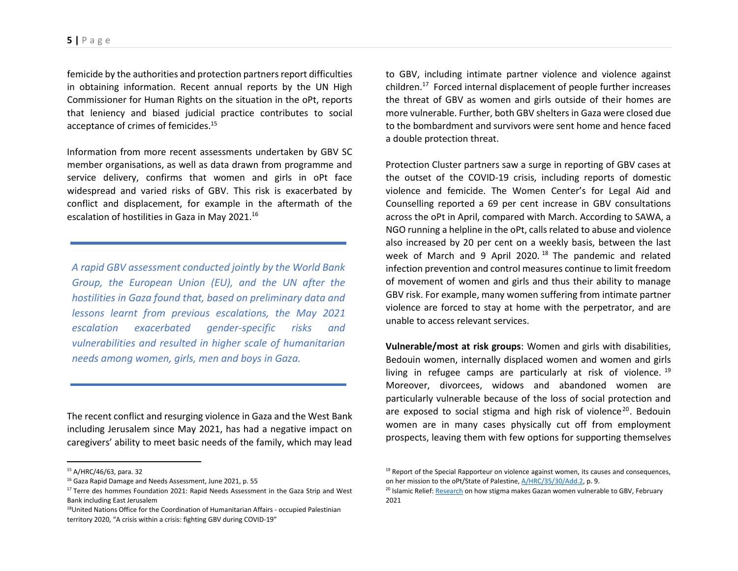femicide by the authorities and protection partners report difficulties in obtaining information. Recent annual reports by the UN High Commissioner for Human Rights on the situation in the oPt, reports that leniency and biased judicial practice contributes to social acceptance of crimes of femicides.[15]

Information from more recent assessments undertaken by GBV SC member organisations, as well as data drawn from programme and service delivery, confirms that women and girls in oPt face widespread and varied risks of GBV. This risk is exacerbated by conflict and displacement, for example in the aftermath of the escalation of hostilities in Gaza in May 2021.[16]

---

*A rapid GBV assessment conducted jointly by the World Bank Group, the European Union (EU), and the UN after the hostilities in Gaza found that, based on preliminary data and lessons learnt from previous escalations, the May 2021 escalation exacerbated gender-specific risks and vulnerabilities and resulted in higher scale of humanitarian needs among women, girls, men and boys in Gaza.*

---

The recent conflict and resurging violence in Gaza and the West Bank including Jerusalem since May 2021, has had a negative impact on caregivers' ability to meet basic needs of the family, which may lead to GBV, including intimate partner violence and violence against children.[17] Forced internal displacement of people further increases the threat of GBV as women and girls outside of their homes are more vulnerable. Further, both GBV shelters in Gaza were closed due to the bombardment and survivors were sent home and hence faced a double protection threat.

Protection Cluster partners saw a surge in reporting of GBV cases at the outset of the COVID-19 crisis, including reports of domestic violence and femicide. The Women Center's for Legal Aid and Counselling reported a 69 per cent increase in GBV consultations across the oPt in April, compared with March. According to SAWA, a NGO running a helpline in the oPt, calls related to abuse and violence also increased by 20 per cent on a weekly basis, between the last week of March and 9 April 2020.[18] The pandemic and related infection prevention and control measures continue to limit freedom of movement of women and girls and thus their ability to manage GBV risk. For example, many women suffering from intimate partner violence are forced to stay at home with the perpetrator, and are unable to access relevant services.

**Vulnerable/most at risk groups**: Women and girls with disabilities, Bedouin women, internally displaced women and women and girls living in refugee camps are particularly at risk of violence.[19] Moreover, divorcees, widows and abandoned women are particularly vulnerable because of the loss of social protection and are exposed to social stigma and high risk of violence[20]. Bedouin women are in many cases physically cut off from employment prospects, leaving them with few options for supporting themselves

---

[15] A/HRC/46/63, para. 32

[16] Gaza Rapid Damage and Needs Assessment, June 2021, p. 55

[17] Terre des hommes Foundation 2021: Rapid Needs Assessment in the Gaza Strip and West Bank including East Jerusalem

[18] United Nations Office for the Coordination of Humanitarian Affairs - occupied Palestinian territory 2020, "A crisis within a crisis: fighting GBV during COVID-19"

[19] Report of the Special Rapporteur on violence against women, its causes and consequences, on her mission to the oPt/State of Palestine, A/HRC/35/30/Add.2, p. 9.

[20] Islamic Relief: Research on how stigma makes Gazan women vulnerable to GBV, February 2021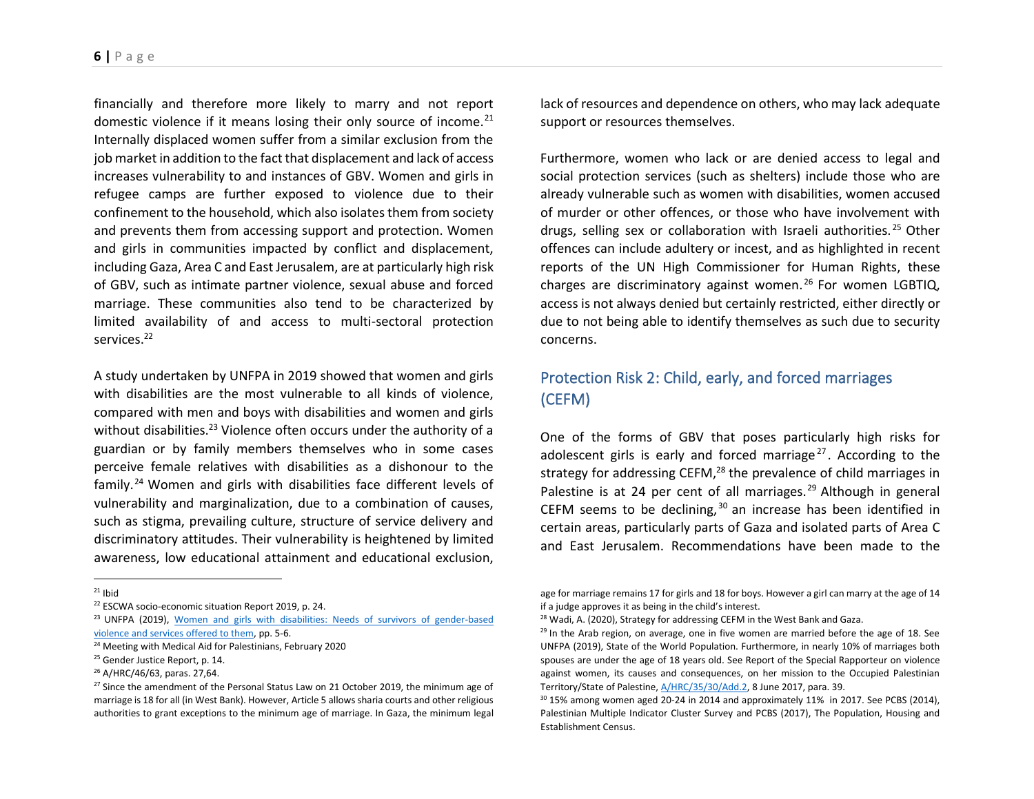financially and therefore more likely to marry and not report domestic violence if it means losing their only source of income.[21] Internally displaced women suffer from a similar exclusion from the job market in addition to the fact that displacement and lack of access increases vulnerability to and instances of GBV. Women and girls in refugee camps are further exposed to violence due to their confinement to the household, which also isolates them from society and prevents them from accessing support and protection. Women and girls in communities impacted by conflict and displacement, including Gaza, Area C and East Jerusalem, are at particularly high risk of GBV, such as intimate partner violence, sexual abuse and forced marriage. These communities also tend to be characterized by limited availability of and access to multi-sectoral protection services.[22]

A study undertaken by UNFPA in 2019 showed that women and girls with disabilities are the most vulnerable to all kinds of violence, compared with men and boys with disabilities and women and girls without disabilities.[23] Violence often occurs under the authority of a guardian or by family members themselves who in some cases perceive female relatives with disabilities as a dishonour to the family.[24] Women and girls with disabilities face different levels of vulnerability and marginalization, due to a combination of causes, such as stigma, prevailing culture, structure of service delivery and discriminatory attitudes. Their vulnerability is heightened by limited awareness, low educational attainment and educational exclusion, lack of resources and dependence on others, who may lack adequate support or resources themselves.

Furthermore, women who lack or are denied access to legal and social protection services (such as shelters) include those who are already vulnerable such as women with disabilities, women accused of murder or other offences, or those who have involvement with drugs, selling sex or collaboration with Israeli authorities.[25] Other offences can include adultery or incest, and as highlighted in recent reports of the UN High Commissioner for Human Rights, these charges are discriminatory against women.[26] For women LGBTIQ, access is not always denied but certainly restricted, either directly or due to not being able to identify themselves as such due to security concerns.

## Protection Risk 2: Child, early, and forced marriages (CEFM)

One of the forms of GBV that poses particularly high risks for adolescent girls is early and forced marriage[27]. According to the strategy for addressing CEFM,[28] the prevalence of child marriages in Palestine is at 24 per cent of all marriages.[29] Although in general CEFM seems to be declining,[30] an increase has been identified in certain areas, particularly parts of Gaza and isolated parts of Area C and East Jerusalem. Recommendations have been made to the

---

[21] Ibid

[22] ESCWA socio-economic situation Report 2019, p. 24.

[23] UNFPA (2019), Women and girls with disabilities: Needs of survivors of gender-based violence and services offered to them, pp. 5-6.

[24] Meeting with Medical Aid for Palestinians, February 2020

[25] Gender Justice Report, p. 14.

[26] A/HRC/46/63, paras. 27,64.

[27] Since the amendment of the Personal Status Law on 21 October 2019, the minimum age of marriage is 18 for all (in West Bank). However, Article 5 allows sharia courts and other religious authorities to grant exceptions to the minimum age of marriage. In Gaza, the minimum legal age for marriage remains 17 for girls and 18 for boys. However a girl can marry at the age of 14 if a judge approves it as being in the child's interest.

[28] Wadi, A. (2020), Strategy for addressing CEFM in the West Bank and Gaza.

[29] In the Arab region, on average, one in five women are married before the age of 18. See UNFPA (2019), State of the World Population. Furthermore, in nearly 10% of marriages both spouses are under the age of 18 years old. See Report of the Special Rapporteur on violence against women, its causes and consequences, on her mission to the Occupied Palestinian Territory/State of Palestine, A/HRC/35/30/Add.2, 8 June 2017, para. 39.

[30] 15% among women aged 20-24 in 2014 and approximately 11% in 2017. See PCBS (2014), Palestinian Multiple Indicator Cluster Survey and PCBS (2017), The Population, Housing and Establishment Census.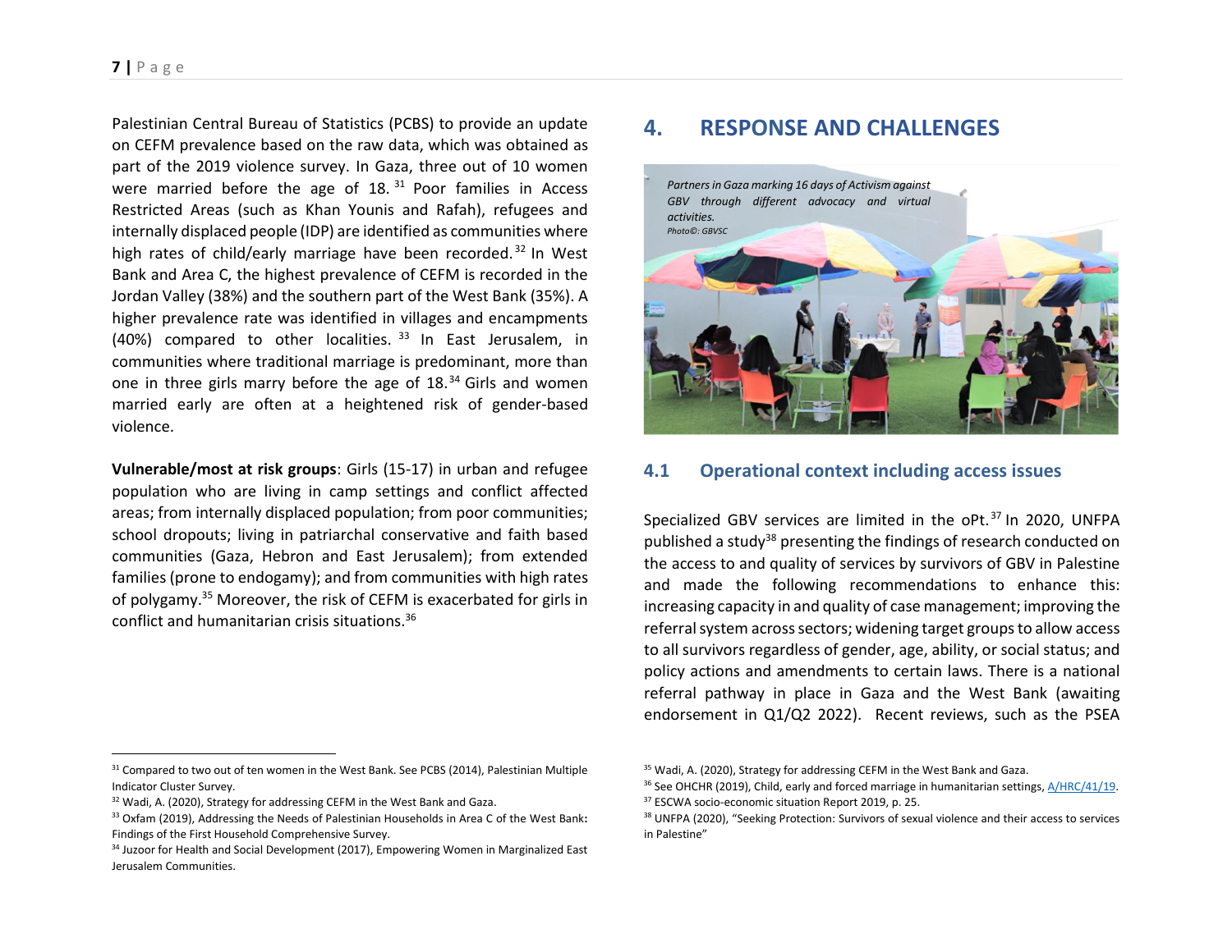Palestinian Central Bureau of Statistics (PCBS) to provide an update on CEFM prevalence based on the raw data, which was obtained as part of the 2019 violence survey. In Gaza, three out of 10 women were married before the age of 18.[31] Poor families in Access Restricted Areas (such as Khan Younis and Rafah), refugees and internally displaced people (IDP) are identified as communities where high rates of child/early marriage have been recorded.[32] In West Bank and Area C, the highest prevalence of CEFM is recorded in the Jordan Valley (38%) and the southern part of the West Bank (35%). A higher prevalence rate was identified in villages and encampments (40%) compared to other localities.[33] In East Jerusalem, in communities where traditional marriage is predominant, more than one in three girls marry before the age of 18.[34] Girls and women married early are often at a heightened risk of gender-based violence.

**Vulnerable/most at risk groups**: Girls (15-17) in urban and refugee population who are living in camp settings and conflict affected areas; from internally displaced population; from poor communities; school dropouts; living in patriarchal conservative and faith based communities (Gaza, Hebron and East Jerusalem); from extended families (prone to endogamy); and from communities with high rates of polygamy.[35] Moreover, the risk of CEFM is exacerbated for girls in conflict and humanitarian crisis situations.[36]

# 4. RESPONSE AND CHALLENGES

*Partners in Gaza marking 16 days of Activism against GBV through different advocacy and virtual activities.*
*Photo©: GBVSC*

## 4.1 Operational context including access issues

Specialized GBV services are limited in the oPt.[37] In 2020, UNFPA published a study[38] presenting the findings of research conducted on the access to and quality of services by survivors of GBV in Palestine and made the following recommendations to enhance this: increasing capacity in and quality of case management; improving the referral system across sectors; widening target groups to allow access to all survivors regardless of gender, age, ability, or social status; and policy actions and amendments to certain laws. There is a national referral pathway in place in Gaza and the West Bank (awaiting endorsement in Q1/Q2 2022). Recent reviews, such as the PSEA

---

[31] Compared to two out of ten women in the West Bank. See PCBS (2014), Palestinian Multiple Indicator Cluster Survey.

[32] Wadi, A. (2020), Strategy for addressing CEFM in the West Bank and Gaza.

[33] Oxfam (2019), Addressing the Needs of Palestinian Households in Area C of the West Bank: Findings of the First Household Comprehensive Survey.

[34] Juzoor for Health and Social Development (2017), Empowering Women in Marginalized East Jerusalem Communities.

[35] Wadi, A. (2020), Strategy for addressing CEFM in the West Bank and Gaza.

[36] See OHCHR (2019), Child, early and forced marriage in humanitarian settings, A/HRC/41/19.

[37] ESCWA socio-economic situation Report 2019, p. 25.

[38] UNFPA (2020), "Seeking Protection: Survivors of sexual violence and their access to services in Palestine"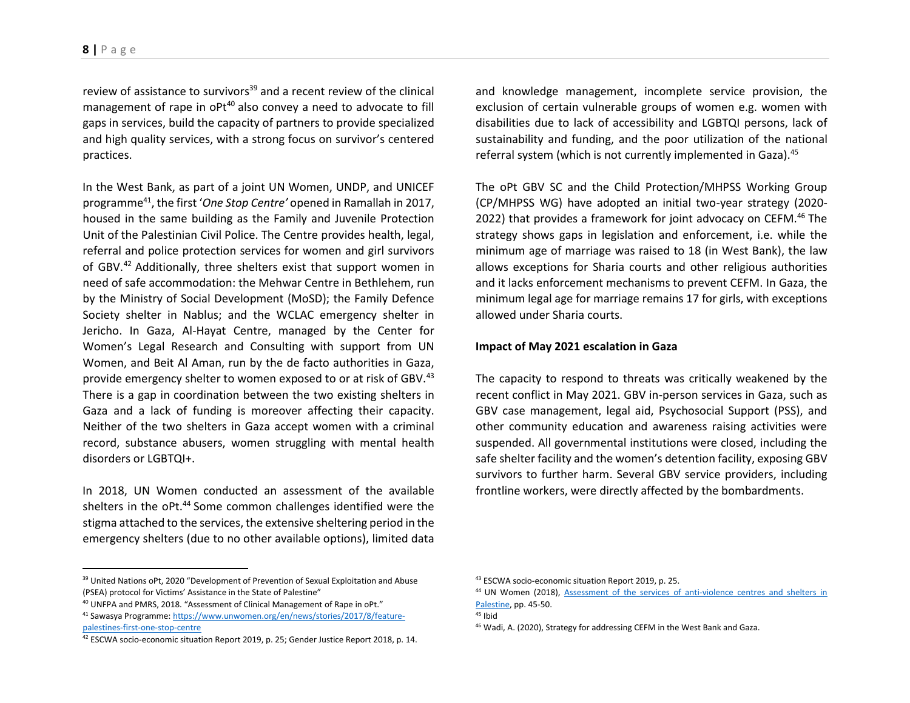review of assistance to survivors[39] and a recent review of the clinical management of rape in oPt[40] also convey a need to advocate to fill gaps in services, build the capacity of partners to provide specialized and high quality services, with a strong focus on survivor's centered practices.

In the West Bank, as part of a joint UN Women, UNDP, and UNICEF programme[41], the first '*One Stop Centre'* opened in Ramallah in 2017, housed in the same building as the Family and Juvenile Protection Unit of the Palestinian Civil Police. The Centre provides health, legal, referral and police protection services for women and girl survivors of GBV.[42] Additionally, three shelters exist that support women in need of safe accommodation: the Mehwar Centre in Bethlehem, run by the Ministry of Social Development (MoSD); the Family Defence Society shelter in Nablus; and the WCLAC emergency shelter in Jericho. In Gaza, Al-Hayat Centre, managed by the Center for Women's Legal Research and Consulting with support from UN Women, and Beit Al Aman, run by the de facto authorities in Gaza, provide emergency shelter to women exposed to or at risk of GBV.[43] There is a gap in coordination between the two existing shelters in Gaza and a lack of funding is moreover affecting their capacity. Neither of the two shelters in Gaza accept women with a criminal record, substance abusers, women struggling with mental health disorders or LGBTQI+.

In 2018, UN Women conducted an assessment of the available shelters in the oPt.[44] Some common challenges identified were the stigma attached to the services, the extensive sheltering period in the emergency shelters (due to no other available options), limited data and knowledge management, incomplete service provision, the exclusion of certain vulnerable groups of women e.g. women with disabilities due to lack of accessibility and LGBTQI persons, lack of sustainability and funding, and the poor utilization of the national referral system (which is not currently implemented in Gaza).[45]

The oPt GBV SC and the Child Protection/MHPSS Working Group (CP/MHPSS WG) have adopted an initial two-year strategy (2020-2022) that provides a framework for joint advocacy on CEFM.[46] The strategy shows gaps in legislation and enforcement, i.e. while the minimum age of marriage was raised to 18 (in West Bank), the law allows exceptions for Sharia courts and other religious authorities and it lacks enforcement mechanisms to prevent CEFM. In Gaza, the minimum legal age for marriage remains 17 for girls, with exceptions allowed under Sharia courts.

**Impact of May 2021 escalation in Gaza**

The capacity to respond to threats was critically weakened by the recent conflict in May 2021. GBV in-person services in Gaza, such as GBV case management, legal aid, Psychosocial Support (PSS), and other community education and awareness raising activities were suspended. All governmental institutions were closed, including the safe shelter facility and the women's detention facility, exposing GBV survivors to further harm. Several GBV service providers, including frontline workers, were directly affected by the bombardments.

---

[39] United Nations oPt, 2020 "Development of Prevention of Sexual Exploitation and Abuse (PSEA) protocol for Victims' Assistance in the State of Palestine"

[40] UNFPA and PMRS, 2018. "Assessment of Clinical Management of Rape in oPt."

[41] Sawasya Programme: https://www.unwomen.org/en/news/stories/2017/8/feature-palestines-first-one-stop-centre

[42] ESCWA socio-economic situation Report 2019, p. 25; Gender Justice Report 2018, p. 14.

[43] ESCWA socio-economic situation Report 2019, p. 25.

[44] UN Women (2018), Assessment of the services of anti-violence centres and shelters in Palestine, pp. 45-50.

[45] Ibid

[46] Wadi, A. (2020), Strategy for addressing CEFM in the West Bank and Gaza.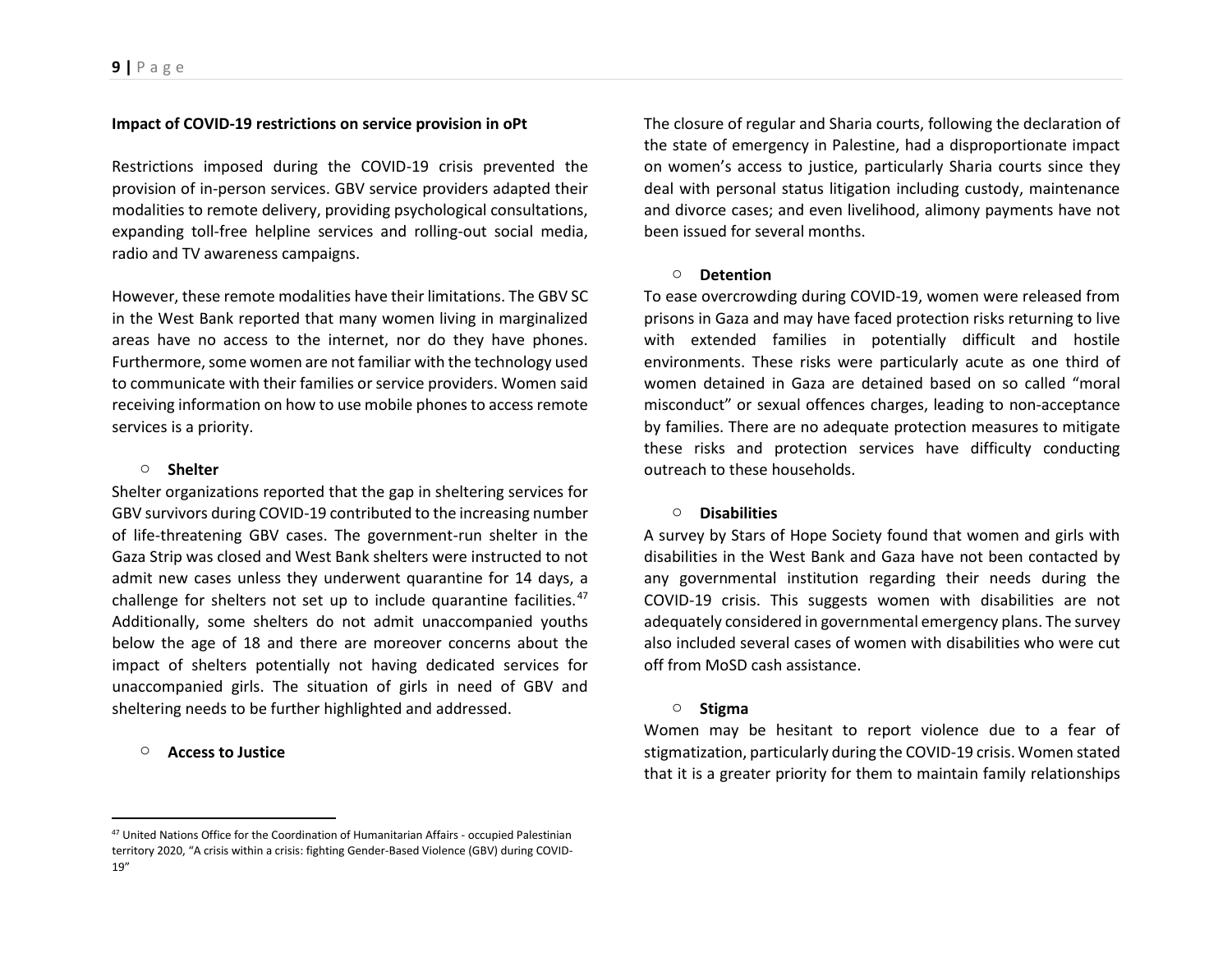**Impact of COVID-19 restrictions on service provision in oPt**

Restrictions imposed during the COVID-19 crisis prevented the provision of in-person services. GBV service providers adapted their modalities to remote delivery, providing psychological consultations, expanding toll-free helpline services and rolling-out social media, radio and TV awareness campaigns.

However, these remote modalities have their limitations. The GBV SC in the West Bank reported that many women living in marginalized areas have no access to the internet, nor do they have phones. Furthermore, some women are not familiar with the technology used to communicate with their families or service providers. Women said receiving information on how to use mobile phones to access remote services is a priority.

- **Shelter**

Shelter organizations reported that the gap in sheltering services for GBV survivors during COVID-19 contributed to the increasing number of life-threatening GBV cases. The government-run shelter in the Gaza Strip was closed and West Bank shelters were instructed to not admit new cases unless they underwent quarantine for 14 days, a challenge for shelters not set up to include quarantine facilities.[47] Additionally, some shelters do not admit unaccompanied youths below the age of 18 and there are moreover concerns about the impact of shelters potentially not having dedicated services for unaccompanied girls. The situation of girls in need of GBV and sheltering needs to be further highlighted and addressed.

- **Access to Justice**

The closure of regular and Sharia courts, following the declaration of the state of emergency in Palestine, had a disproportionate impact on women's access to justice, particularly Sharia courts since they deal with personal status litigation including custody, maintenance and divorce cases; and even livelihood, alimony payments have not been issued for several months.

- **Detention**

To ease overcrowding during COVID-19, women were released from prisons in Gaza and may have faced protection risks returning to live with extended families in potentially difficult and hostile environments. These risks were particularly acute as one third of women detained in Gaza are detained based on so called "moral misconduct" or sexual offences charges, leading to non-acceptance by families. There are no adequate protection measures to mitigate these risks and protection services have difficulty conducting outreach to these households.

- **Disabilities**

A survey by Stars of Hope Society found that women and girls with disabilities in the West Bank and Gaza have not been contacted by any governmental institution regarding their needs during the COVID-19 crisis. This suggests women with disabilities are not adequately considered in governmental emergency plans. The survey also included several cases of women with disabilities who were cut off from MoSD cash assistance.

- **Stigma**

Women may be hesitant to report violence due to a fear of stigmatization, particularly during the COVID-19 crisis. Women stated that it is a greater priority for them to maintain family relationships

---

[47] United Nations Office for the Coordination of Humanitarian Affairs - occupied Palestinian territory 2020, "A crisis within a crisis: fighting Gender-Based Violence (GBV) during COVID-19"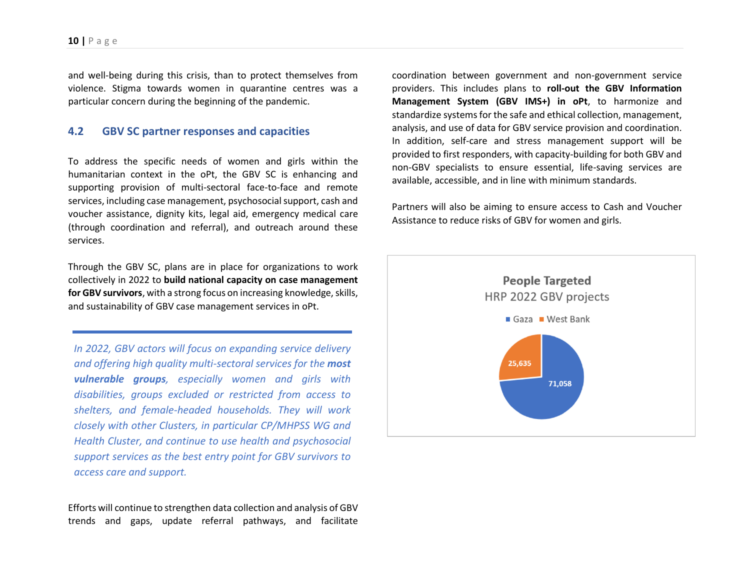and well-being during this crisis, than to protect themselves from violence. Stigma towards women in quarantine centres was a particular concern during the beginning of the pandemic.

## 4.2 GBV SC partner responses and capacities

To address the specific needs of women and girls within the humanitarian context in the oPt, the GBV SC is enhancing and supporting provision of multi-sectoral face-to-face and remote services, including case management, psychosocial support, cash and voucher assistance, dignity kits, legal aid, emergency medical care (through coordination and referral), and outreach around these services.

Through the GBV SC, plans are in place for organizations to work collectively in 2022 to **build national capacity on case management for GBV survivors**, with a strong focus on increasing knowledge, skills, and sustainability of GBV case management services in oPt.

*In 2022, GBV actors will focus on expanding service delivery and offering high quality multi-sectoral services for the **most vulnerable groups**, especially women and girls with disabilities, groups excluded or restricted from access to shelters, and female-headed households. They will work closely with other Clusters, in particular CP/MHPSS WG and Health Cluster, and continue to use health and psychosocial support services as the best entry point for GBV survivors to access care and support.*

Efforts will continue to strengthen data collection and analysis of GBV trends and gaps, update referral pathways, and facilitate coordination between government and non-government service providers. This includes plans to **roll-out the GBV Information Management System (GBV IMS+) in oPt**, to harmonize and standardize systems for the safe and ethical collection, management, analysis, and use of data for GBV service provision and coordination. In addition, self-care and stress management support will be provided to first responders, with capacity-building for both GBV and non-GBV specialists to ensure essential, life-saving services are available, accessible, and in line with minimum standards.

Partners will also be aiming to ensure access to Cash and Voucher Assistance to reduce risks of GBV for women and girls.

**People Targeted**
HRP 2022 GBV projects

| Location | People Targeted |
|---|---|
| Gaza | 71,058 |
| West Bank | 25,635 |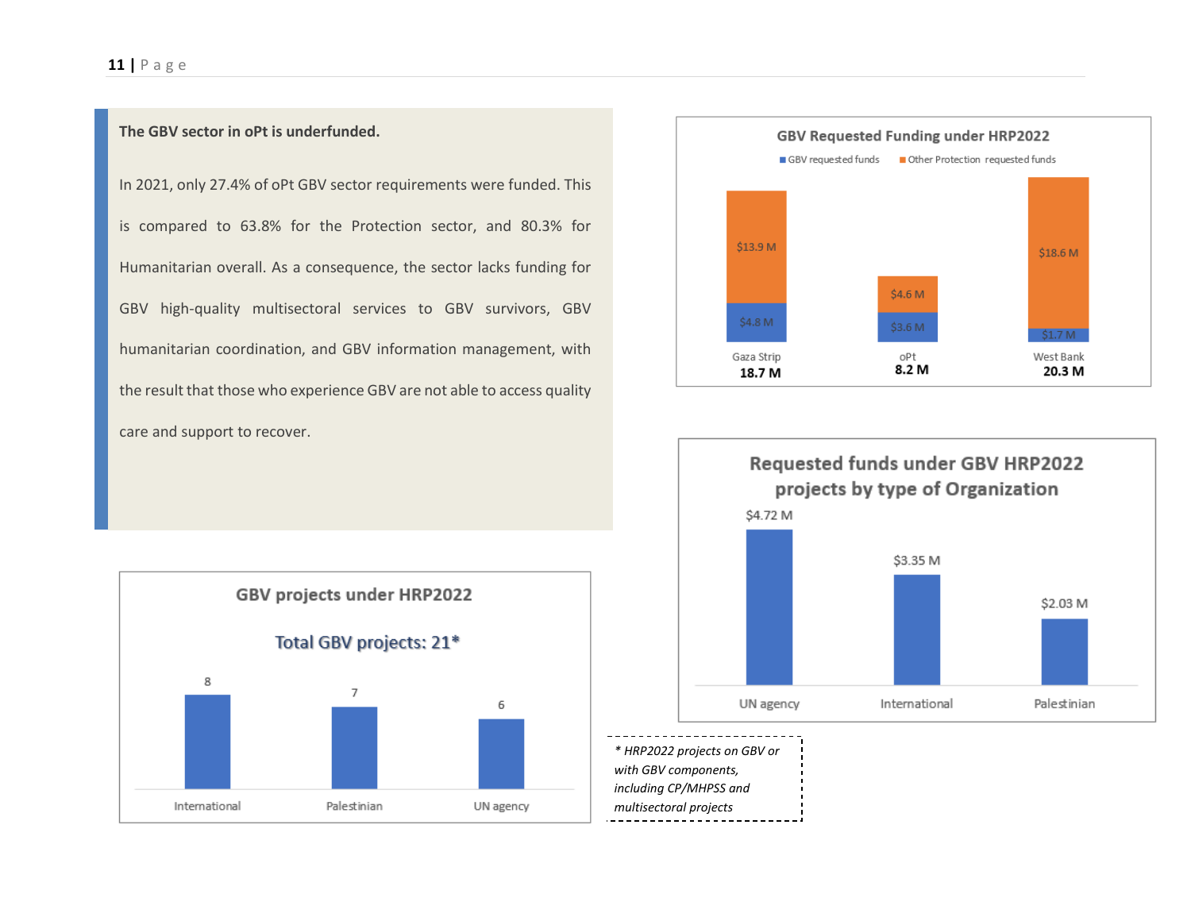**The GBV sector in oPt is underfunded.**

In 2021, only 27.4% of oPt GBV sector requirements were funded. This is compared to 63.8% for the Protection sector, and 80.3% for Humanitarian overall. As a consequence, the sector lacks funding for GBV high-quality multisectoral services to GBV survivors, GBV humanitarian coordination, and GBV information management, with the result that those who experience GBV are not able to access quality care and support to recover.

**GBV Requested Funding under HRP2022**

| | GBV requested funds | Other Protection requested funds | Total |
|---|---|---|---|
| Gaza Strip | $4.8 M | $13.9 M | 18.7 M |
| oPt | $3.6 M | $4.6 M | 8.2 M |
| West Bank | $1.7 M | $18.6 M | 20.3 M |

**GBV projects under HRP2022**

Total GBV projects: 21*

| International | Palestinian | UN agency |
|---|---|---|
| 8 | 7 | 6 |

**Requested funds under GBV HRP2022 projects by type of Organization**

| UN agency | International | Palestinian |
|---|---|---|
| $4.72 M | $3.35 M | $2.03 M |

*\* HRP2022 projects on GBV or with GBV components, including CP/MHPSS and multisectoral projects*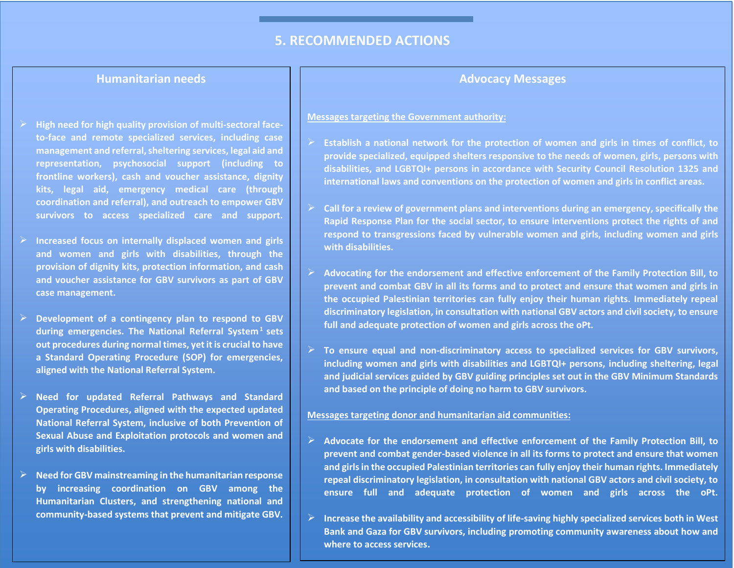## 5. RECOMMENDED ACTIONS

### Humanitarian needs

- High need for high quality provision of multi-sectoral face-to-face and remote specialized services, including case management and referral, sheltering services, legal aid and representation, psychosocial support (including to frontline workers), cash and voucher assistance, dignity kits, legal aid, emergency medical care (through coordination and referral), and outreach to empower GBV survivors to access specialized care and support.
- Increased focus on internally displaced women and girls and women and girls with disabilities, through the provision of dignity kits, protection information, and cash and voucher assistance for GBV survivors as part of GBV case management.
- Development of a contingency plan to respond to GBV during emergencies. The National Referral System[1] sets out procedures during normal times, yet it is crucial to have a Standard Operating Procedure (SOP) for emergencies, aligned with the National Referral System.
- Need for updated Referral Pathways and Standard Operating Procedures, aligned with the expected updated National Referral System, inclusive of both Prevention of Sexual Abuse and Exploitation protocols and women and girls with disabilities.
- Need for GBV mainstreaming in the humanitarian response by increasing coordination on GBV among the Humanitarian Clusters, and strengthening national and community-based systems that prevent and mitigate GBV.

### Advocacy Messages

Messages targeting the Government authority:

- Establish a national network for the protection of women and girls in times of conflict, to provide specialized, equipped shelters responsive to the needs of women, girls, persons with disabilities, and LGBTQI+ persons in accordance with Security Council Resolution 1325 and international laws and conventions on the protection of women and girls in conflict areas.
- Call for a review of government plans and interventions during an emergency, specifically the Rapid Response Plan for the social sector, to ensure interventions protect the rights of and respond to transgressions faced by vulnerable women and girls, including women and girls with disabilities.
- Advocating for the endorsement and effective enforcement of the Family Protection Bill, to prevent and combat GBV in all its forms and to protect and ensure that women and girls in the occupied Palestinian territories can fully enjoy their human rights. Immediately repeal discriminatory legislation, in consultation with national GBV actors and civil society, to ensure full and adequate protection of women and girls across the oPt.
- To ensure equal and non-discriminatory access to specialized services for GBV survivors, including women and girls with disabilities and LGBTQI+ persons, including sheltering, legal and judicial services guided by GBV guiding principles set out in the GBV Minimum Standards and based on the principle of doing no harm to GBV survivors.

Messages targeting donor and humanitarian aid communities:

- Advocate for the endorsement and effective enforcement of the Family Protection Bill, to prevent and combat gender-based violence in all its forms to protect and ensure that women and girls in the occupied Palestinian territories can fully enjoy their human rights. Immediately repeal discriminatory legislation, in consultation with national GBV actors and civil society, to ensure full and adequate protection of women and girls across the oPt.
- Increase the availability and accessibility of life-saving highly specialized services both in West Bank and Gaza for GBV survivors, including promoting community awareness about how and where to access services.